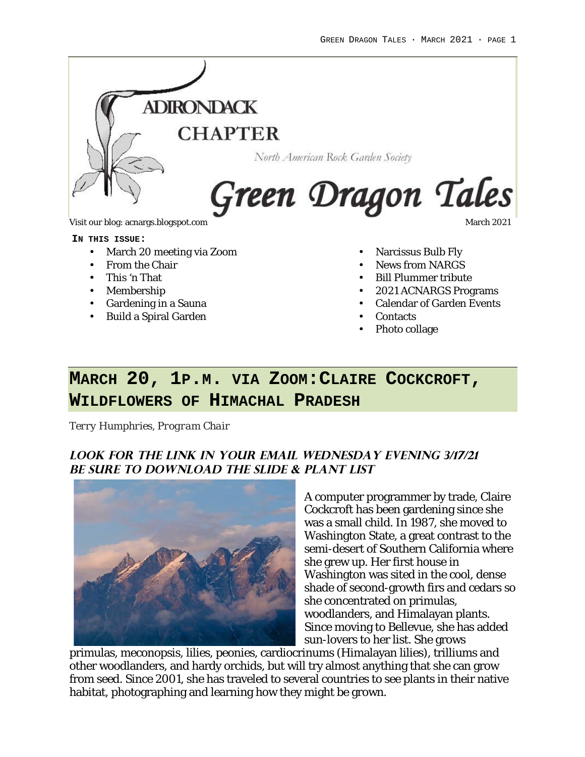# ADIRONDACK CHAPTER

North American Rock Garden Society

# Green Dragon Tales

Visit our blog: acnargs.blogspot.com

March 2021

**IN THIS ISSUE:**

- March 20 meeting via Zoom
- From the Chair
- This 'n That
- Membership
- Gardening in a Sauna
- Build a Spiral Garden
- Narcissus Bulb Fly
- News from NARGS
- Bill Plummer tribute
- 2021 ACNARGS Programs
- Calendar of Garden Events
- Contacts
- Photo collage

## MARCH 20, 1P.M. VIA ZOOM: CLAIRE COCKCROFT, WILDFLOWERS OF HIMACHAL PRADESH

*Terry Humphries, Program Chair*

### LOOK FOR THE LINK IN YOUR EMAIL WEDNESDAY EVENING 3/17/21 BE SURE TO DOWNLOAD THE SLIDE & PLANT LIST

A computer programmer by trade, Claire Cockcroft has been gardening since she was a small child. In 1987, she moved to Washington State, a great contrast to the semi-desert of Southern California where she grew up. Her first house in Washington was sited in the cool, dense shade of second-growth firs and cedars so she concentrated on primulas, woodlanders, and Himalayan plants. Since moving to Bellevue, she has added sun-lovers to her list. She grows primulas, meconopsis, lilies, peonies, cardiocrinums (Himalayan lilies), trilliums and other woodlanders, and hardy orchids, but will try almost anything that she can grow from seed. Since 2001, she has traveled to several countries to see plants in their native habitat, photographing and learning how they might be grown.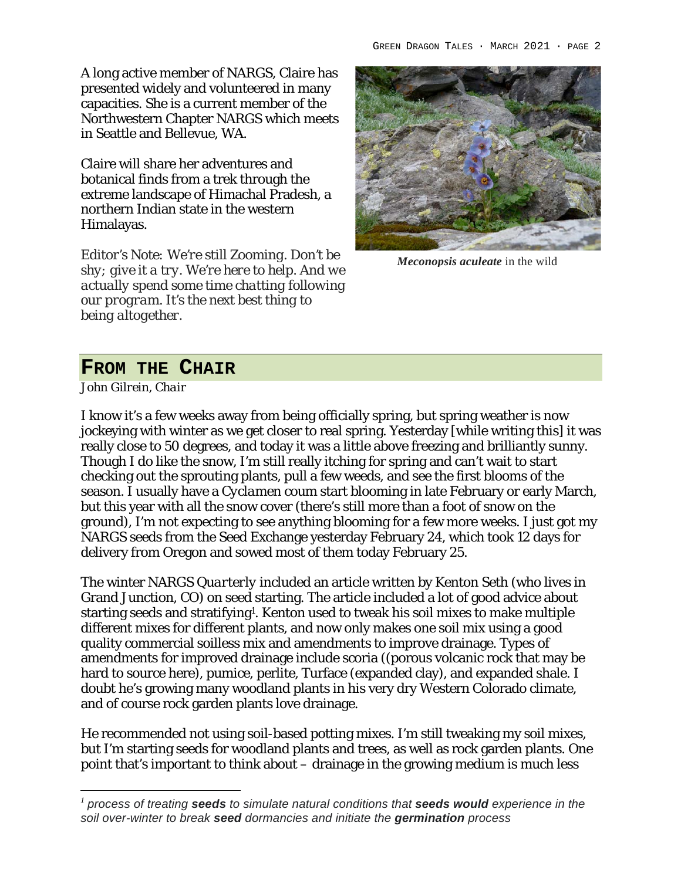A long active member of NARGS, Claire has presented widely and volunteered in many capacities. She is a current member of the Northwestern Chapter NARGS which meets in Seattle and Bellevue, WA.

Claire will share her adventures and botanical finds from a trek through the extreme landscape of Himachal Pradesh, a northern Indian state in the western Himalayas.

*Editor's Note: We're still Zooming. Don't be shy; give it a try. We're here to help. And we actually spend some time chatting following our program. It's the next best thing to being altogether.*

***Meconopsis aculeate*** in the wild

## FROM THE CHAIR

*John Gilrein, Chair*

I know it's a few weeks away from being officially spring, but spring weather is now jockeying with winter as we get closer to real spring. Yesterday [while writing this] it was really close to 50 degrees, and today it was a little above freezing and brilliantly sunny. Though I do like the snow, I'm still really itching for spring and can't wait to start checking out the sprouting plants, pull a few weeds, and see the first blooms of the season. I usually have a *Cyclamen coum* start blooming in late February or early March, but this year with all the snow cover (there's still more than a foot of snow on the ground), I'm not expecting to see anything blooming for a few more weeks. I just got my NARGS seeds from the Seed Exchange yesterday February 24, which took 12 days for delivery from Oregon and sowed most of them today February 25.

The winter NARGS *Quarterly* included an article written by Kenton Seth (who lives in Grand Junction, CO) on seed starting. The article included a lot of good advice about starting seeds and stratifying[1]. Kenton used to tweak his soil mixes to make multiple different mixes for different plants, and now only makes one soil mix using a good quality commercial soilless mix and amendments to improve drainage. Types of amendments for improved drainage include scoria ((porous volcanic rock that may be hard to source here), pumice, perlite, Turface (expanded clay), and expanded shale. I doubt he's growing many woodland plants in his very dry Western Colorado climate, and of course rock garden plants love drainage.

He recommended not using soil-based potting mixes. I'm still tweaking my soil mixes, but I'm starting seeds for woodland plants and trees, as well as rock garden plants. One point that's important to think about – drainage in the growing medium is much less

---

[1] *process of treating **seeds** to simulate natural conditions that **seeds would** experience in the soil over-winter to break **seed** dormancies and initiate the **germination** process*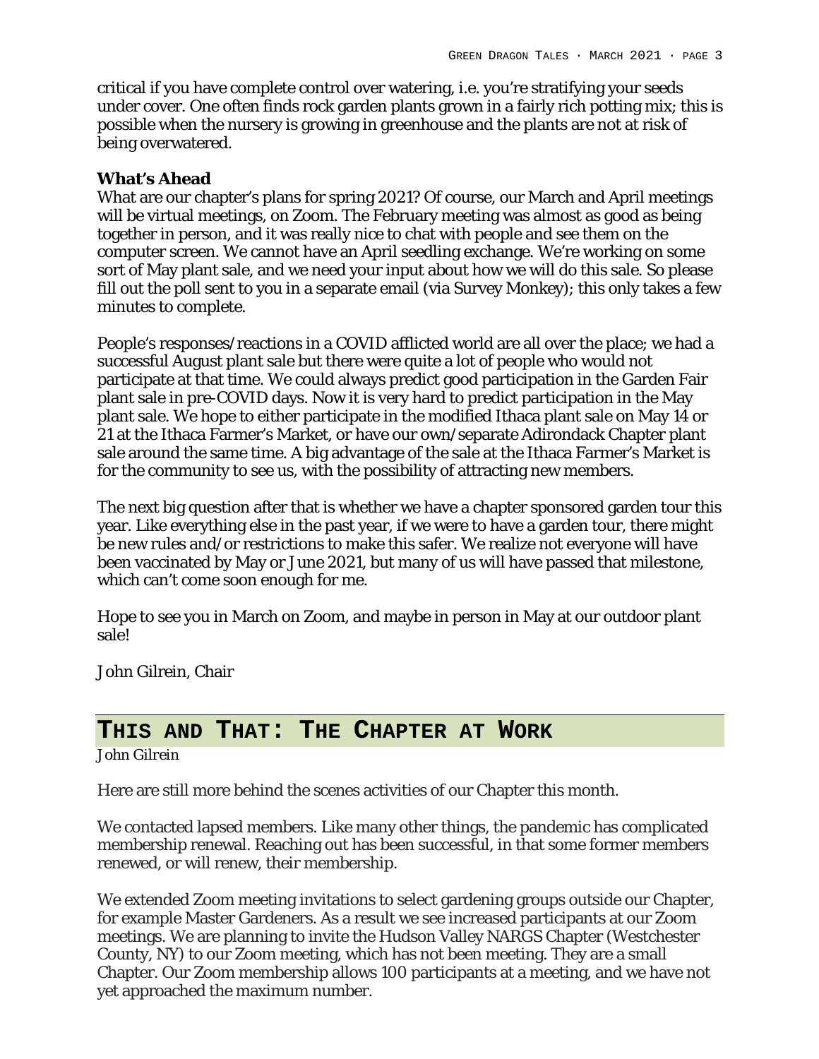critical if you have complete control over watering, i.e. you're stratifying your seeds under cover. One often finds rock garden plants grown in a fairly rich potting mix; this is possible when the nursery is growing in greenhouse and the plants are not at risk of being overwatered.

**What's Ahead**

What are our chapter's plans for spring 2021? Of course, our March and April meetings will be virtual meetings, on Zoom. The February meeting was almost as good as being together in person, and it was really nice to chat with people and see them on the computer screen. We cannot have an April seedling exchange. We're working on some sort of May plant sale, and we need your input about how we will do this sale. So please fill out the poll sent to you in a separate email (via Survey Monkey); this only takes a few minutes to complete.

People's responses/reactions in a COVID afflicted world are all over the place; we had a successful August plant sale but there were quite a lot of people who would not participate at that time. We could always predict good participation in the Garden Fair plant sale in pre-COVID days. Now it is very hard to predict participation in the May plant sale. We hope to either participate in the modified Ithaca plant sale on May 14 or 21 at the Ithaca Farmer's Market, or have our own/separate Adirondack Chapter plant sale around the same time. A big advantage of the sale at the Ithaca Farmer's Market is for the community to see us, with the possibility of attracting new members.

The next big question after that is whether we have a chapter sponsored garden tour this year. Like everything else in the past year, if we were to have a garden tour, there might be new rules and/or restrictions to make this safer. We realize not everyone will have been vaccinated by May or June 2021, but many of us will have passed that milestone, which can't come soon enough for me.

Hope to see you in March on Zoom, and maybe in person in May at our outdoor plant sale!

John Gilrein, Chair

## This and That: The Chapter at Work

John Gilrein

Here are still more behind the scenes activities of our Chapter this month.

We contacted lapsed members. Like many other things, the pandemic has complicated membership renewal. Reaching out has been successful, in that some former members renewed, or will renew, their membership.

We extended Zoom meeting invitations to select gardening groups outside our Chapter, for example Master Gardeners. As a result we see increased participants at our Zoom meetings. We are planning to invite the Hudson Valley NARGS Chapter (Westchester County, NY) to our Zoom meeting, which has not been meeting. They are a small Chapter. Our Zoom membership allows 100 participants at a meeting, and we have not yet approached the maximum number.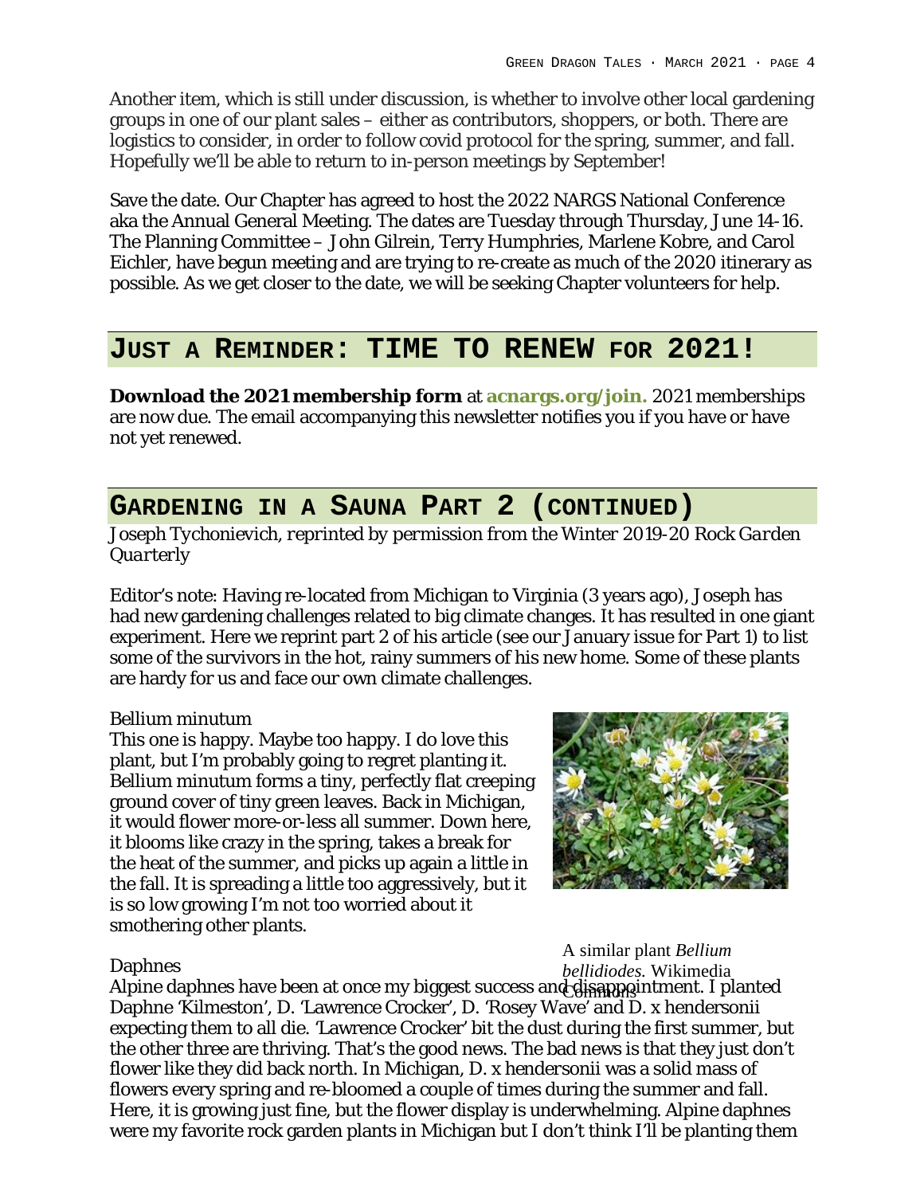Another item, which is still under discussion, is whether to involve other local gardening groups in one of our plant sales – either as contributors, shoppers, or both. There are logistics to consider, in order to follow covid protocol for the spring, summer, and fall. Hopefully we'll be able to return to in-person meetings by September!

Save the date. Our Chapter has agreed to host the 2022 NARGS National Conference aka the Annual General Meeting. The dates are Tuesday through Thursday, June 14-16. The Planning Committee – John Gilrein, Terry Humphries, Marlene Kobre, and Carol Eichler, have begun meeting and are trying to re-create as much of the 2020 itinerary as possible. As we get closer to the date, we will be seeking Chapter volunteers for help.

## Just a Reminder: TIME TO RENEW for 2021!

**Download the 2021 membership form** at **acnargs.org/join.** 2021 memberships are now due. The email accompanying this newsletter notifies you if you have or have not yet renewed.

## Gardening in a Sauna Part 2 (continued)

*Joseph Tychonievich, reprinted by permission from the Winter 2019-20 Rock Garden Quarterly*

Editor's note: Having re-located from Michigan to Virginia (3 years ago), Joseph has had new gardening challenges related to big climate changes. It has resulted in one giant experiment. Here we reprint part 2 of his article (see our January issue for Part 1) to list some of the survivors in the hot, rainy summers of his new home. Some of these plants are hardy for us and face our own climate challenges.

Bellium minutum

This one is happy. Maybe too happy. I do love this plant, but I'm probably going to regret planting it. Bellium minutum forms a tiny, perfectly flat creeping ground cover of tiny green leaves. Back in Michigan, it would flower more-or-less all summer. Down here, it blooms like crazy in the spring, takes a break for the heat of the summer, and picks up again a little in the fall. It is spreading a little too aggressively, but it is so low growing I'm not too worried about it smothering other plants.

A similar plant *Bellium bellidiodes*. Wikimedia Commons

Daphnes

Alpine daphnes have been at once my biggest success and disappointment. I planted Daphne 'Kilmeston', D. 'Lawrence Crocker', D. 'Rosey Wave' and D. x hendersonii expecting them to all die. 'Lawrence Crocker' bit the dust during the first summer, but the other three are thriving. That's the good news. The bad news is that they just don't flower like they did back north. In Michigan, D. x hendersonii was a solid mass of flowers every spring and re-bloomed a couple of times during the summer and fall. Here, it is growing just fine, but the flower display is underwhelming. Alpine daphnes were my favorite rock garden plants in Michigan but I don't think I'll be planting them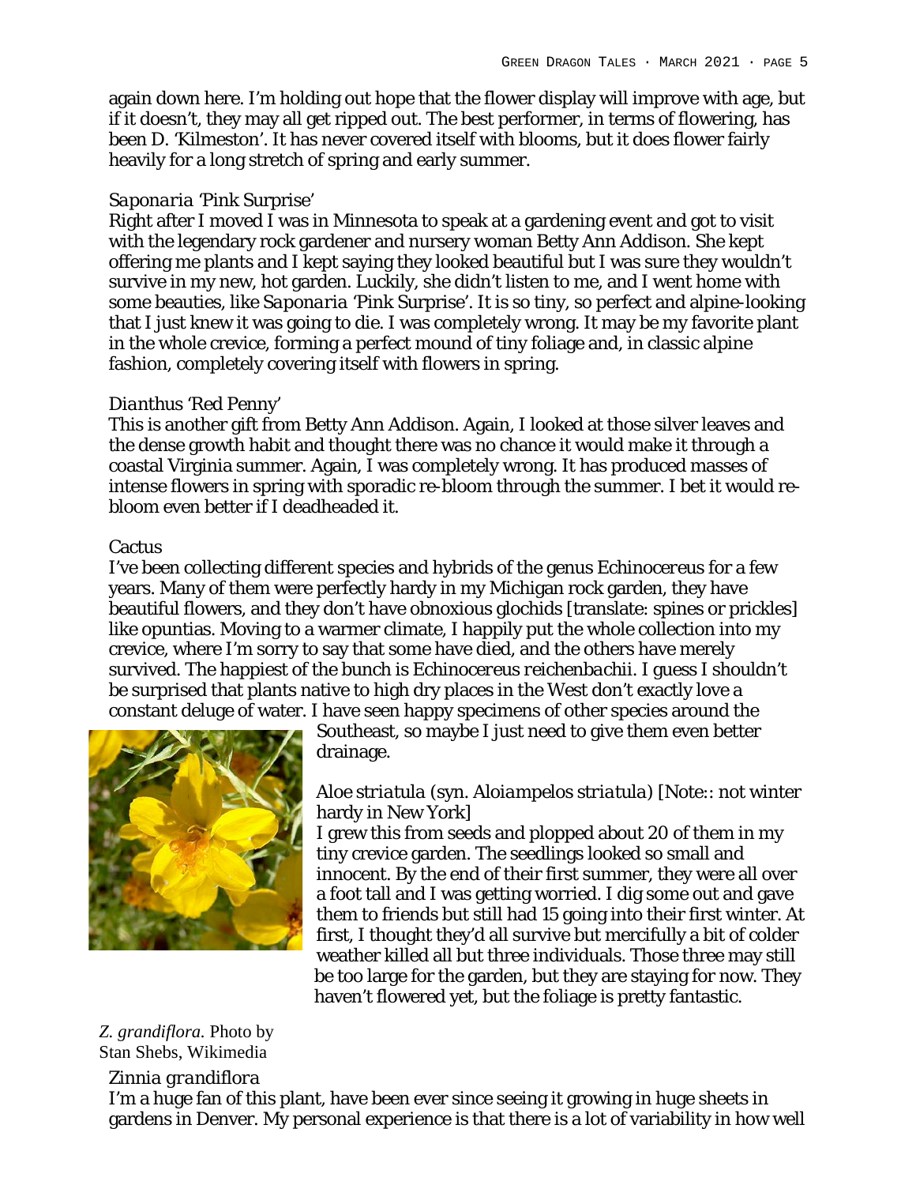again down here. I'm holding out hope that the flower display will improve with age, but if it doesn't, they may all get ripped out. The best performer, in terms of flowering, has been D. 'Kilmeston'. It has never covered itself with blooms, but it does flower fairly heavily for a long stretch of spring and early summer.

### *Saponaria* 'Pink Surprise'

Right after I moved I was in Minnesota to speak at a gardening event and got to visit with the legendary rock gardener and nursery woman Betty Ann Addison. She kept offering me plants and I kept saying they looked beautiful but I was sure they wouldn't survive in my new, hot garden. Luckily, she didn't listen to me, and I went home with some beauties, like *Saponaria* 'Pink Surprise'. It is so tiny, so perfect and alpine-looking that I just knew it was going to die. I was completely wrong. It may be my favorite plant in the whole crevice, forming a perfect mound of tiny foliage and, in classic alpine fashion, completely covering itself with flowers in spring.

### *Dianthus* 'Red Penny'

This is another gift from Betty Ann Addison. Again, I looked at those silver leaves and the dense growth habit and thought there was no chance it would make it through a coastal Virginia summer. Again, I was completely wrong. It has produced masses of intense flowers in spring with sporadic re-bloom through the summer. I bet it would re-bloom even better if I deadheaded it.

### Cactus

I've been collecting different species and hybrids of the genus *Echinocereus* for a few years. Many of them were perfectly hardy in my Michigan rock garden, they have beautiful flowers, and they don't have obnoxious glochids [translate: spines or prickles] like opuntias. Moving to a warmer climate, I happily put the whole collection into my crevice, where I'm sorry to say that some have died, and the others have merely survived. The happiest of the bunch is *Echinocereus reichenbachii*. I guess I shouldn't be surprised that plants native to high dry places in the West don't exactly love a constant deluge of water. I have seen happy specimens of other species around the Southeast, so maybe I just need to give them even better drainage.

### *Aloe striatula* (syn. *Aloiampelos striatula*) [Note:: not winter hardy in New York]

I grew this from seeds and plopped about 20 of them in my tiny crevice garden. The seedlings looked so small and innocent. By the end of their first summer, they were all over a foot tall and I was getting worried. I dig some out and gave them to friends but still had 15 going into their first winter. At first, I thought they'd all survive but mercifully a bit of colder weather killed all but three individuals. Those three may still be too large for the garden, but they are staying for now. They haven't flowered yet, but the foliage is pretty fantastic.

*Z. grandiflora.* Photo by Stan Shebs, Wikimedia

### *Zinnia grandiflora*

I'm a huge fan of this plant, have been ever since seeing it growing in huge sheets in gardens in Denver. My personal experience is that there is a lot of variability in how well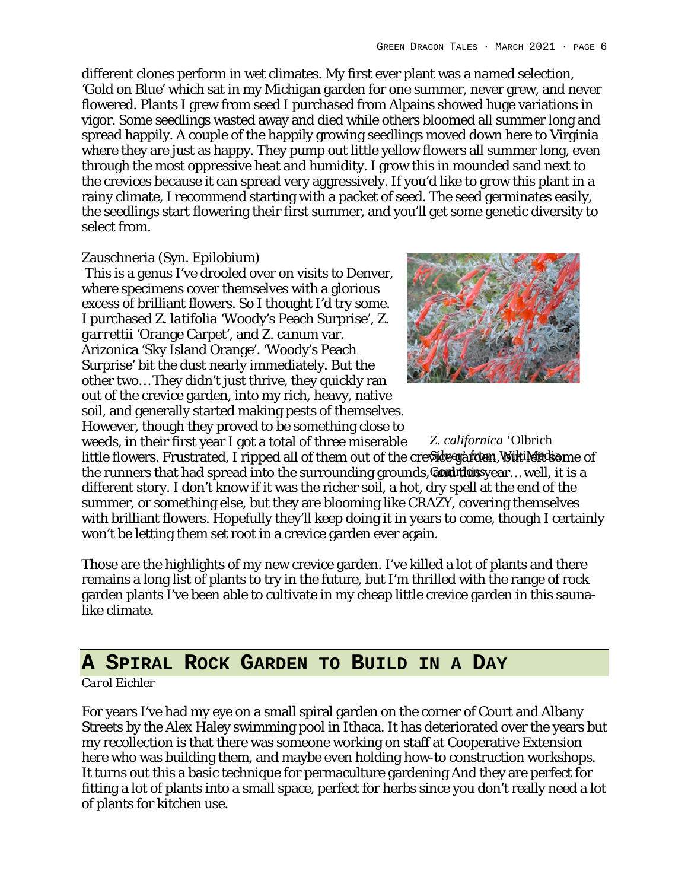different clones perform in wet climates. My first ever plant was a named selection, 'Gold on Blue' which sat in my Michigan garden for one summer, never grew, and never flowered. Plants I grew from seed I purchased from Alpains showed huge variations in vigor. Some seedlings wasted away and died while others bloomed all summer long and spread happily. A couple of the happily growing seedlings moved down here to Virginia where they are just as happy. They pump out little yellow flowers all summer long, even through the most oppressive heat and humidity. I grow this in mounded sand next to the crevices because it can spread very aggressively. If you'd like to grow this plant in a rainy climate, I recommend starting with a packet of seed. The seed germinates easily, the seedlings start flowering their first summer, and you'll get some genetic diversity to select from.

Zauschneria (Syn. Epilobium)

This is a genus I've drooled over on visits to Denver, where specimens cover themselves with a glorious excess of brilliant flowers. So I thought I'd try some. I purchased *Z. latifolia* 'Woody's Peach Surprise', *Z. garrettii* 'Orange Carpet', and *Z. canum* var. Arizonica 'Sky Island Orange'. 'Woody's Peach Surprise' bit the dust nearly immediately. But the other two… They didn't just thrive, they quickly ran out of the crevice garden, into my rich, heavy, native soil, and generally started making pests of themselves. However, though they proved to be something close to weeds, in their first year I got a total of three miserable little flowers. Frustrated, I ripped all of them out of the crevice garden, but left some of the runners that had spread into the surrounding grounds, and this year… well, it is a different story. I don't know if it was the richer soil, a hot, dry spell at the end of the summer, or something else, but they are blooming like CRAZY, covering themselves with brilliant flowers. Hopefully they'll keep doing it in years to come, though I certainly won't be letting them set root in a crevice garden ever again.

*Z. californica* 'Olbrich Silver' from WikiMedia Commons

Those are the highlights of my new crevice garden. I've killed a lot of plants and there remains a long list of plants to try in the future, but I'm thrilled with the range of rock garden plants I've been able to cultivate in my cheap little crevice garden in this sauna-like climate.

## A Spiral Rock Garden to Build in a Day

*Carol Eichler*

For years I've had my eye on a small spiral garden on the corner of Court and Albany Streets by the Alex Haley swimming pool in Ithaca. It has deteriorated over the years but my recollection is that there was someone working on staff at Cooperative Extension here who was building them, and maybe even holding how-to construction workshops. It turns out this a basic technique for permaculture gardening And they are perfect for fitting a lot of plants into a small space, perfect for herbs since you don't really need a lot of plants for kitchen use.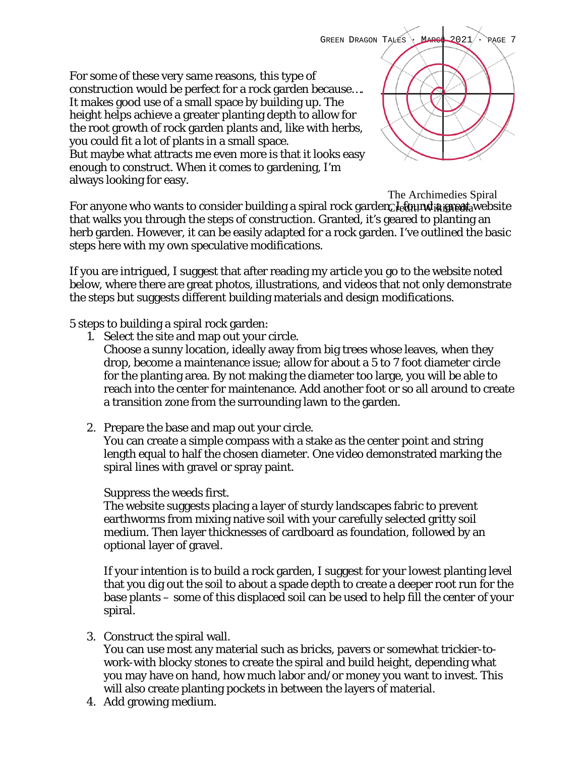For some of these very same reasons, this type of construction would be perfect for a rock garden because…. It makes good use of a small space by building up. The height helps achieve a greater planting depth to allow for the root growth of rock garden plants and, like with herbs, you could fit a lot of plants in a small space.
But maybe what attracts me even more is that it looks easy enough to construct. When it comes to gardening, I'm always looking for easy.

The Archimedies Spiral
Credit: Wikimedia

For anyone who wants to consider building a spiral rock garden, I found a great website that walks you through the steps of construction. Granted, it's geared to planting an herb garden. However, it can be easily adapted for a rock garden. I've outlined the basic steps here with my own speculative modifications.

If you are intrigued, I suggest that after reading my article you go to the website noted below, where there are great photos, illustrations, and videos that not only demonstrate the steps but suggests different building materials and design modifications.

5 steps to building a spiral rock garden:

1. Select the site and map out your circle.
   Choose a sunny location, ideally away from big trees whose leaves, when they drop, become a maintenance issue; allow for about a 5 to 7 foot diameter circle for the planting area. By not making the diameter too large, you will be able to reach into the center for maintenance. Add another foot or so all around to create a transition zone from the surrounding lawn to the garden.

2. Prepare the base and map out your circle.
   You can create a simple compass with a stake as the center point and string length equal to half the chosen diameter. One video demonstrated marking the spiral lines with gravel or spray paint.

   Suppress the weeds first.
   The website suggests placing a layer of sturdy landscapes fabric to prevent earthworms from mixing native soil with your carefully selected gritty soil medium. Then layer thicknesses of cardboard as foundation, followed by an optional layer of gravel.

   If your intention is to build a rock garden, I suggest for your lowest planting level that you dig out the soil to about a spade depth to create a deeper root run for the base plants – some of this displaced soil can be used to help fill the center of your spiral.

3. Construct the spiral wall.
   You can use most any material such as bricks, pavers or somewhat trickier-to-work-with blocky stones to create the spiral and build height, depending what you may have on hand, how much labor and/or money you want to invest. This will also create planting pockets in between the layers of material.
4. Add growing medium.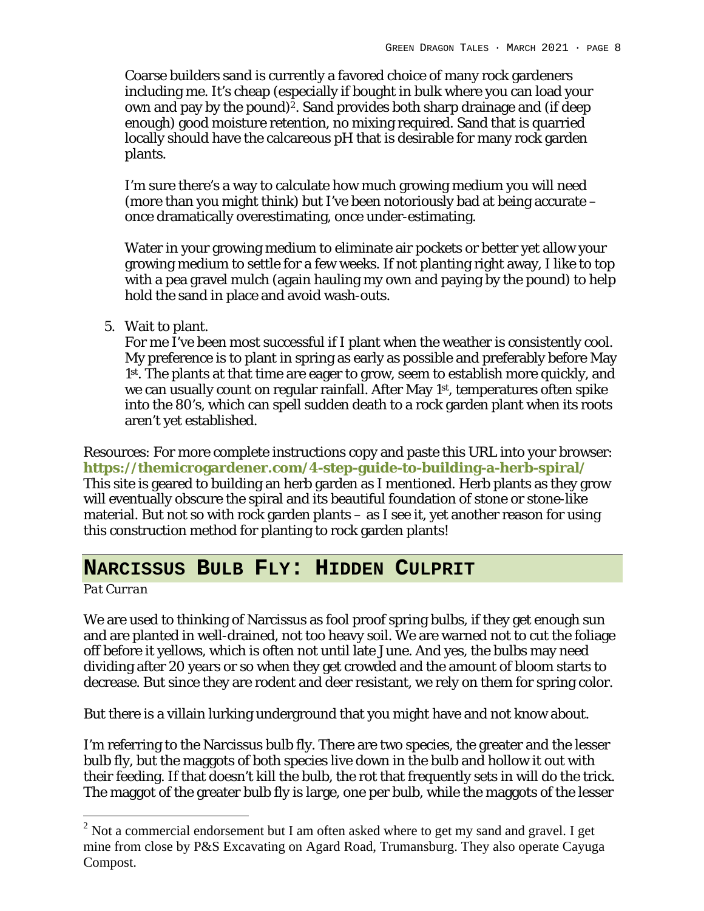Coarse builders sand is currently a favored choice of many rock gardeners including me. It's cheap (especially if bought in bulk where you can load your own and pay by the pound)[2]. Sand provides both sharp drainage and (if deep enough) good moisture retention, no mixing required. Sand that is quarried locally should have the calcareous pH that is desirable for many rock garden plants.

I'm sure there's a way to calculate how much growing medium you will need (more than you might think) but I've been notoriously bad at being accurate – once dramatically overestimating, once under-estimating.

Water in your growing medium to eliminate air pockets or better yet allow your growing medium to settle for a few weeks. If not planting right away, I like to top with a pea gravel mulch (again hauling my own and paying by the pound) to help hold the sand in place and avoid wash-outs.

5. Wait to plant.
   For me I've been most successful if I plant when the weather is consistently cool. My preference is to plant in spring as early as possible and preferably before May 1st. The plants at that time are eager to grow, seem to establish more quickly, and we can usually count on regular rainfall. After May 1st, temperatures often spike into the 80's, which can spell sudden death to a rock garden plant when its roots aren't yet established.

Resources: For more complete instructions copy and paste this URL into your browser: **https://themicrogardener.com/4-step-guide-to-building-a-herb-spiral/** This site is geared to building an herb garden as I mentioned. Herb plants as they grow will eventually obscure the spiral and its beautiful foundation of stone or stone-like material. But not so with rock garden plants – as I see it, yet another reason for using this construction method for planting to rock garden plants!

## NARCISSUS BULB FLY: HIDDEN CULPRIT

*Pat Curran*

We are used to thinking of Narcissus as fool proof spring bulbs, if they get enough sun and are planted in well-drained, not too heavy soil. We are warned not to cut the foliage off before it yellows, which is often not until late June. And yes, the bulbs may need dividing after 20 years or so when they get crowded and the amount of bloom starts to decrease. But since they are rodent and deer resistant, we rely on them for spring color.

But there is a villain lurking underground that you might have and not know about.

I'm referring to the Narcissus bulb fly. There are two species, the greater and the lesser bulb fly, but the maggots of both species live down in the bulb and hollow it out with their feeding. If that doesn't kill the bulb, the rot that frequently sets in will do the trick. The maggot of the greater bulb fly is large, one per bulb, while the maggots of the lesser

---

[2] Not a commercial endorsement but I am often asked where to get my sand and gravel. I get mine from close by P&S Excavating on Agard Road, Trumansburg. They also operate Cayuga Compost.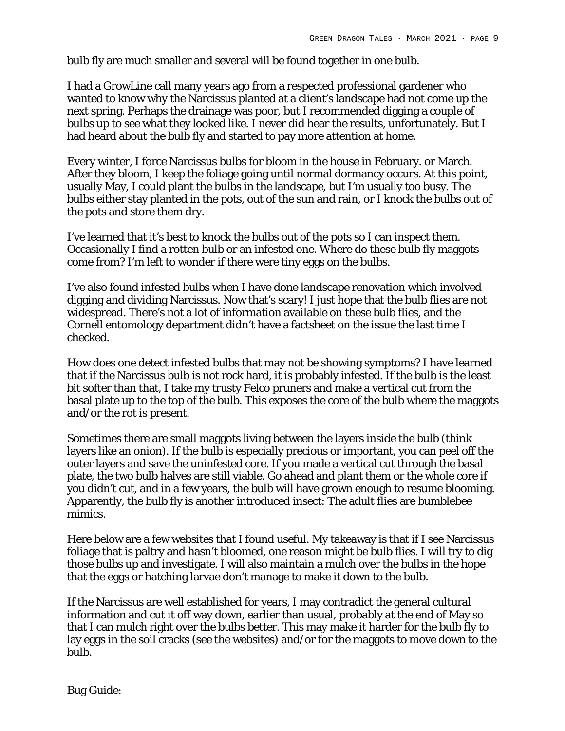bulb fly are much smaller and several will be found together in one bulb.

I had a GrowLine call many years ago from a respected professional gardener who wanted to know why the Narcissus planted at a client's landscape had not come up the next spring. Perhaps the drainage was poor, but I recommended digging a couple of bulbs up to see what they looked like. I never did hear the results, unfortunately. But I had heard about the bulb fly and started to pay more attention at home.

Every winter, I force Narcissus bulbs for bloom in the house in February. or March. After they bloom, I keep the foliage going until normal dormancy occurs. At this point, usually May, I could plant the bulbs in the landscape, but I'm usually too busy. The bulbs either stay planted in the pots, out of the sun and rain, or I knock the bulbs out of the pots and store them dry.

I've learned that it's best to knock the bulbs out of the pots so I can inspect them. Occasionally I find a rotten bulb or an infested one. Where do these bulb fly maggots come from? I'm left to wonder if there were tiny eggs on the bulbs.

I've also found infested bulbs when I have done landscape renovation which involved digging and dividing Narcissus. Now that's scary! I just hope that the bulb flies are not widespread. There's not a lot of information available on these bulb flies, and the Cornell entomology department didn't have a factsheet on the issue the last time I checked.

How does one detect infested bulbs that may not be showing symptoms? I have learned that if the Narcissus bulb is not rock hard, it is probably infested. If the bulb is the least bit softer than that, I take my trusty Felco pruners and make a vertical cut from the basal plate up to the top of the bulb. This exposes the core of the bulb where the maggots and/or the rot is present.

Sometimes there are small maggots living between the layers inside the bulb (think layers like an onion). If the bulb is especially precious or important, you can peel off the outer layers and save the uninfested core. If you made a vertical cut through the basal plate, the two bulb halves are still viable. Go ahead and plant them or the whole core if you didn't cut, and in a few years, the bulb will have grown enough to resume blooming. Apparently, the bulb fly is another introduced insect: The adult flies are bumblebee mimics.

Here below are a few websites that I found useful. My takeaway is that if I see Narcissus foliage that is paltry and hasn't bloomed, one reason might be bulb flies. I will try to dig those bulbs up and investigate. I will also maintain a mulch over the bulbs in the hope that the eggs or hatching larvae don't manage to make it down to the bulb.

If the Narcissus are well established for years, I may contradict the general cultural information and cut it off way down, earlier than usual, probably at the end of May so that I can mulch right over the bulbs better. This may make it harder for the bulb fly to lay eggs in the soil cracks (see the websites) and/or for the maggots to move down to the bulb.

Bug Guide: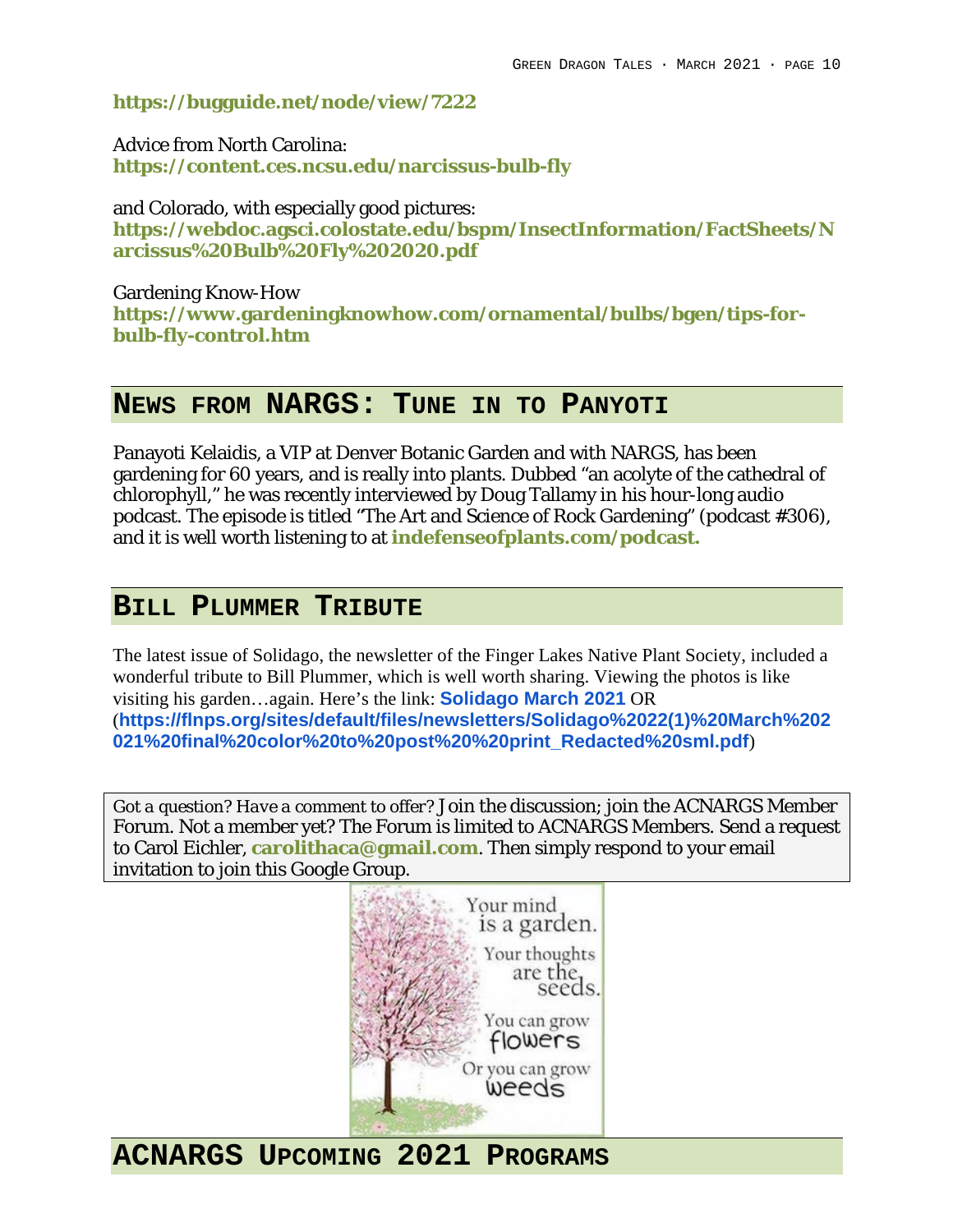**https://bugguide.net/node/view/7222**

Advice from North Carolina:
**https://content.ces.ncsu.edu/narcissus-bulb-fly**

and Colorado, with especially good pictures:
**https://webdoc.agsci.colostate.edu/bspm/InsectInformation/FactSheets/Narcissus%20Bulb%20Fly%202020.pdf**

Gardening Know-How
**https://www.gardeningknowhow.com/ornamental/bulbs/bgen/tips-for-bulb-fly-control.htm**

## News from NARGS: Tune in to Panyoti

Panayoti Kelaidis, a VIP at Denver Botanic Garden and with NARGS, has been gardening for 60 years, and is really into plants. Dubbed "an acolyte of the cathedral of chlorophyll," he was recently interviewed by Doug Tallamy in his hour-long audio podcast. The episode is titled "The Art and Science of Rock Gardening" (podcast #306), and it is well worth listening to at **indefenseofplants.com/podcast.**

## Bill Plummer Tribute

The latest issue of Solidago, the newsletter of the Finger Lakes Native Plant Society, included a wonderful tribute to Bill Plummer, which is well worth sharing. Viewing the photos is like visiting his garden…again. Here's the link: **Solidago March 2021** OR (**https://flnps.org/sites/default/files/newsletters/Solidago%2022(1)%20March%202021%20final%20color%20to%20post%20%20print_Redacted%20sml.pdf**)

Got a question? Have a comment to offer? Join the discussion; join the ACNARGS Member Forum. Not a member yet? The Forum is limited to ACNARGS Members. Send a request to Carol Eichler, **carolithaca@gmail.com**. Then simply respond to your email invitation to join this Google Group.

Your mind is a garden. Your thoughts are the seeds. You can grow flowers Or you can grow weeds

## ACNARGS Upcoming 2021 Programs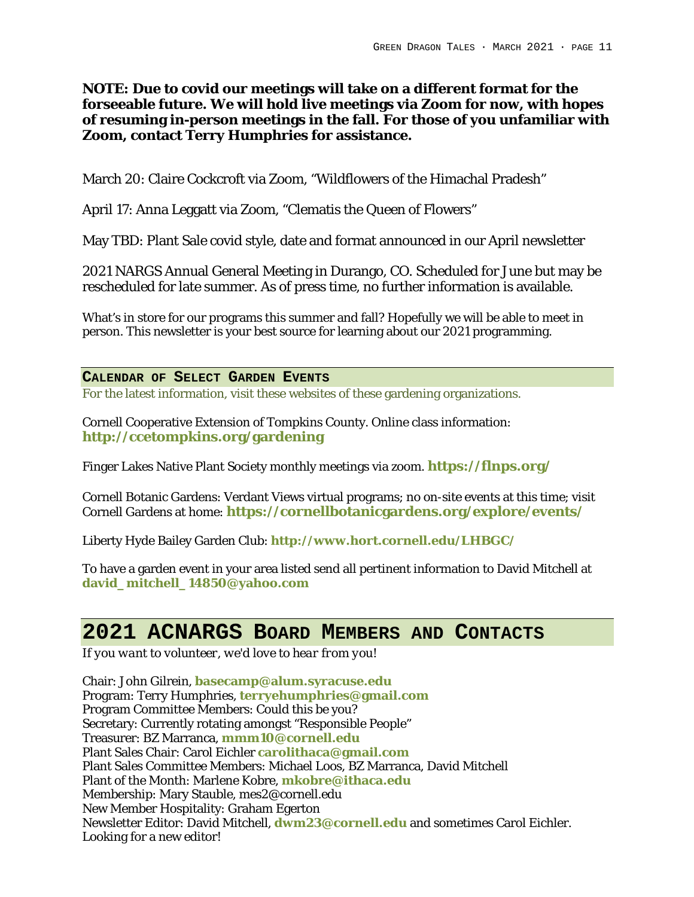**NOTE: Due to covid our meetings will take on a different format for the forseeable future. We will hold live meetings via Zoom for now, with hopes of resuming in-person meetings in the fall. For those of you unfamiliar with Zoom, contact Terry Humphries for assistance.**

March 20: Claire Cockcroft via Zoom, "Wildflowers of the Himachal Pradesh"

April 17: Anna Leggatt via Zoom, "Clematis the Queen of Flowers"

May TBD: Plant Sale covid style, date and format announced in our April newsletter

2021 NARGS Annual General Meeting in Durango, CO. Scheduled for June but may be rescheduled for late summer. As of press time, no further information is available.

What's in store for our programs this summer and fall? Hopefully we will be able to meet in person. This newsletter is your best source for learning about our 2021 programming.

### CALENDAR OF SELECT GARDEN EVENTS

For the latest information, visit these websites of these gardening organizations.

Cornell Cooperative Extension of Tompkins County. Online class information: **http://ccetompkins.org/gardening**

Finger Lakes Native Plant Society monthly meetings via zoom. **https://flnps.org/**

Cornell Botanic Gardens: Verdant Views virtual programs; no on-site events at this time; visit Cornell Gardens at home: **https://cornellbotanicgardens.org/explore/events/**

Liberty Hyde Bailey Garden Club: **http://www.hort.cornell.edu/LHBGC/**

To have a garden event in your area listed send all pertinent information to David Mitchell at **david_mitchell_14850@yahoo.com**

## 2021 ACNARGS BOARD MEMBERS AND CONTACTS

*If you want to volunteer, we'd love to hear from you!*

Chair: John Gilrein, **basecamp@alum.syracuse.edu**
Program: Terry Humphries, **terryehumphries@gmail.com**
Program Committee Members: Could this be you?
Secretary: Currently rotating amongst "Responsible People"
Treasurer: BZ Marranca, **mmm10@cornell.edu**
Plant Sales Chair: Carol Eichler **carolithaca@gmail.com**
Plant Sales Committee Members: Michael Loos, BZ Marranca, David Mitchell
Plant of the Month: Marlene Kobre, **mkobre@ithaca.edu**
Membership: Mary Stauble, mes2@cornell.edu
New Member Hospitality: Graham Egerton
Newsletter Editor: David Mitchell, **dwm23@cornell.edu** and sometimes Carol Eichler. Looking for a new editor!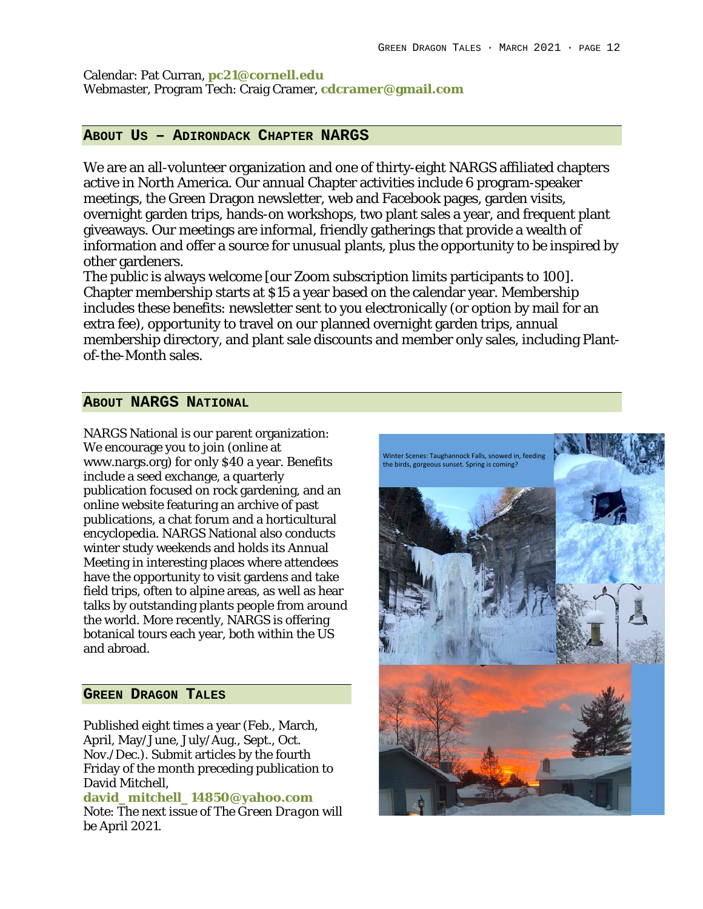Calendar: Pat Curran, **pc21@cornell.edu**
Webmaster, Program Tech: Craig Cramer, **cdcramer@gmail.com**

## About Us – Adirondack Chapter NARGS

We are an all-volunteer organization and one of thirty-eight NARGS affiliated chapters active in North America. Our annual Chapter activities include 6 program-speaker meetings, the Green Dragon newsletter, web and Facebook pages, garden visits, overnight garden trips, hands-on workshops, two plant sales a year, and frequent plant giveaways. Our meetings are informal, friendly gatherings that provide a wealth of information and offer a source for unusual plants, plus the opportunity to be inspired by other gardeners.
The public is always welcome [our Zoom subscription limits participants to 100]. Chapter membership starts at $15 a year based on the calendar year. Membership includes these benefits: newsletter sent to you electronically (or option by mail for an extra fee), opportunity to travel on our planned overnight garden trips, annual membership directory, and plant sale discounts and member only sales, including Plant-of-the-Month sales.

## About NARGS National

NARGS National is our parent organization: We encourage you to join (online at www.nargs.org) for only $40 a year. Benefits include a seed exchange, a quarterly publication focused on rock gardening, and an online website featuring an archive of past publications, a chat forum and a horticultural encyclopedia. NARGS National also conducts winter study weekends and holds its Annual Meeting in interesting places where attendees have the opportunity to visit gardens and take field trips, often to alpine areas, as well as hear talks by outstanding plants people from around the world. More recently, NARGS is offering botanical tours each year, both within the US and abroad.

Winter Scenes: Taughannock Falls, snowed in, feeding the birds, gorgeous sunset. Spring is coming?

## Green Dragon Tales

Published eight times a year (Feb., March, April, May/June, July/Aug., Sept., Oct. Nov./Dec.). Submit articles by the fourth Friday of the month preceding publication to David Mitchell,
**david_mitchell_14850@yahoo.com**
Note: The next issue of The *Green Dragon* will be April 2021.